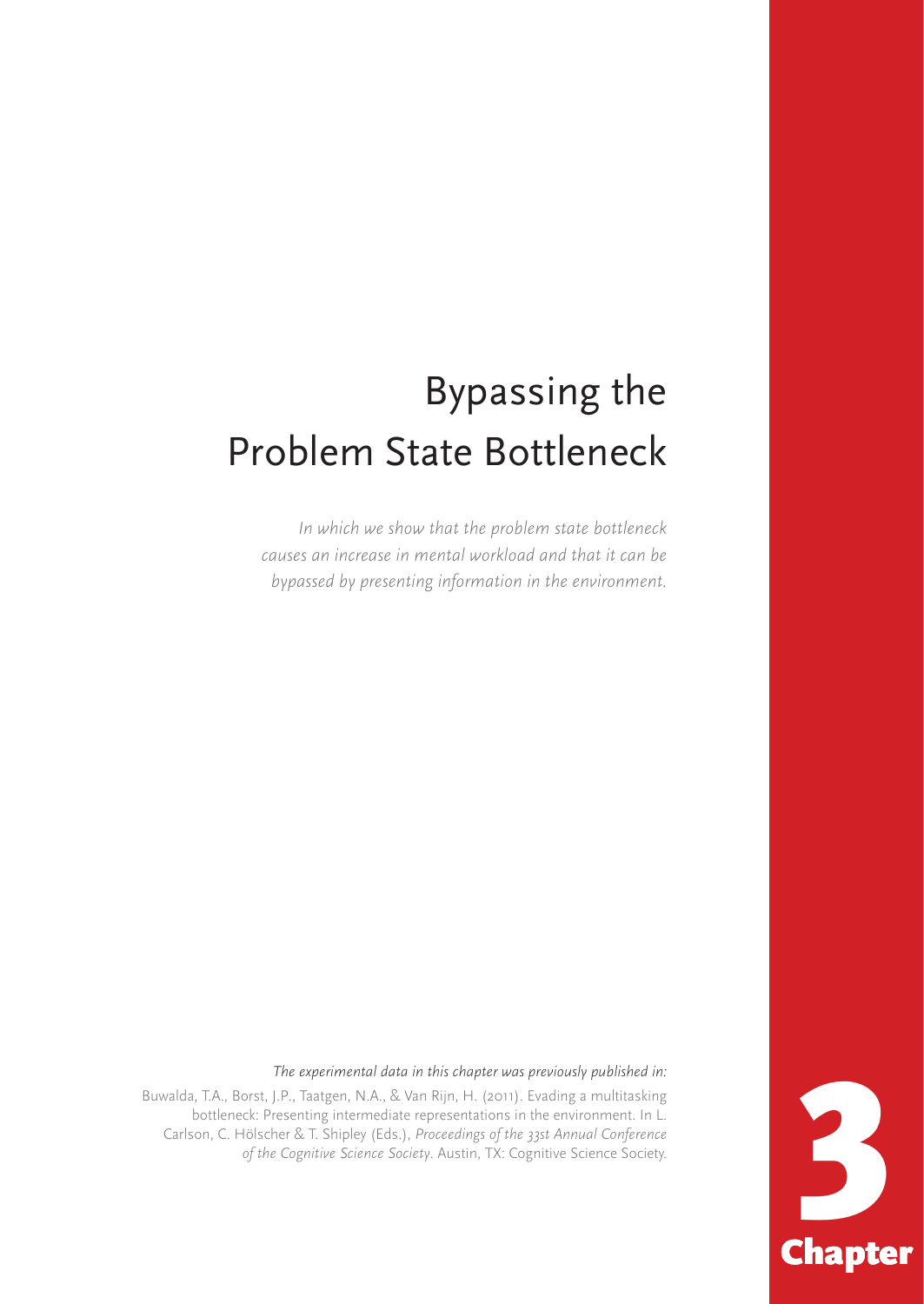# Bypassing the Problem State Bottleneck

*In which we show that the problem state bottleneck causes an increase in mental workload and that it can be bypassed by presenting information in the environment.*

*The experimental data in this chapter was previously published in:*

Buwalda, T.A., Borst, J.P., Taatgen, N.A., & Van Rijn, H. (2011). Evading a multitasking bottleneck: Presenting intermediate representations in the environment. In L. Carlson, C. Hölscher & T. Shipley (Eds.), *Proceedings of the 33st Annual Conference of the Cognitive Science Society*. Austin, TX: Cognitive Science Society.

3

Chapter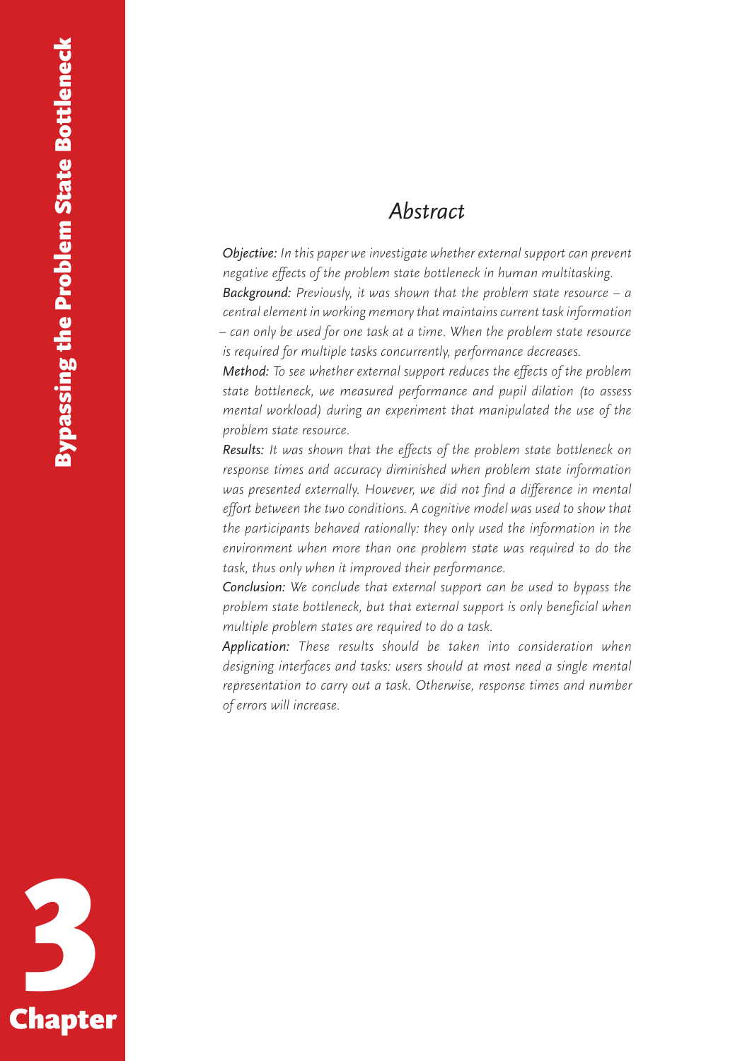# Bypassing the Problem State Bottleneck

## Abstract

***Objective:*** *In this paper we investigate whether external support can prevent negative effects of the problem state bottleneck in human multitasking.*

***Background:*** *Previously, it was shown that the problem state resource – a central element in working memory that maintains current task information – can only be used for one task at a time. When the problem state resource is required for multiple tasks concurrently, performance decreases.*

***Method:*** *To see whether external support reduces the effects of the problem state bottleneck, we measured performance and pupil dilation (to assess mental workload) during an experiment that manipulated the use of the problem state resource.*

***Results:*** *It was shown that the effects of the problem state bottleneck on response times and accuracy diminished when problem state information was presented externally. However, we did not find a difference in mental effort between the two conditions. A cognitive model was used to show that the participants behaved rationally: they only used the information in the environment when more than one problem state was required to do the task, thus only when it improved their performance.*

***Conclusion:*** *We conclude that external support can be used to bypass the problem state bottleneck, but that external support is only beneficial when multiple problem states are required to do a task.*

***Application:*** *These results should be taken into consideration when designing interfaces and tasks: users should at most need a single mental representation to carry out a task. Otherwise, response times and number of errors will increase.*

3 Chapter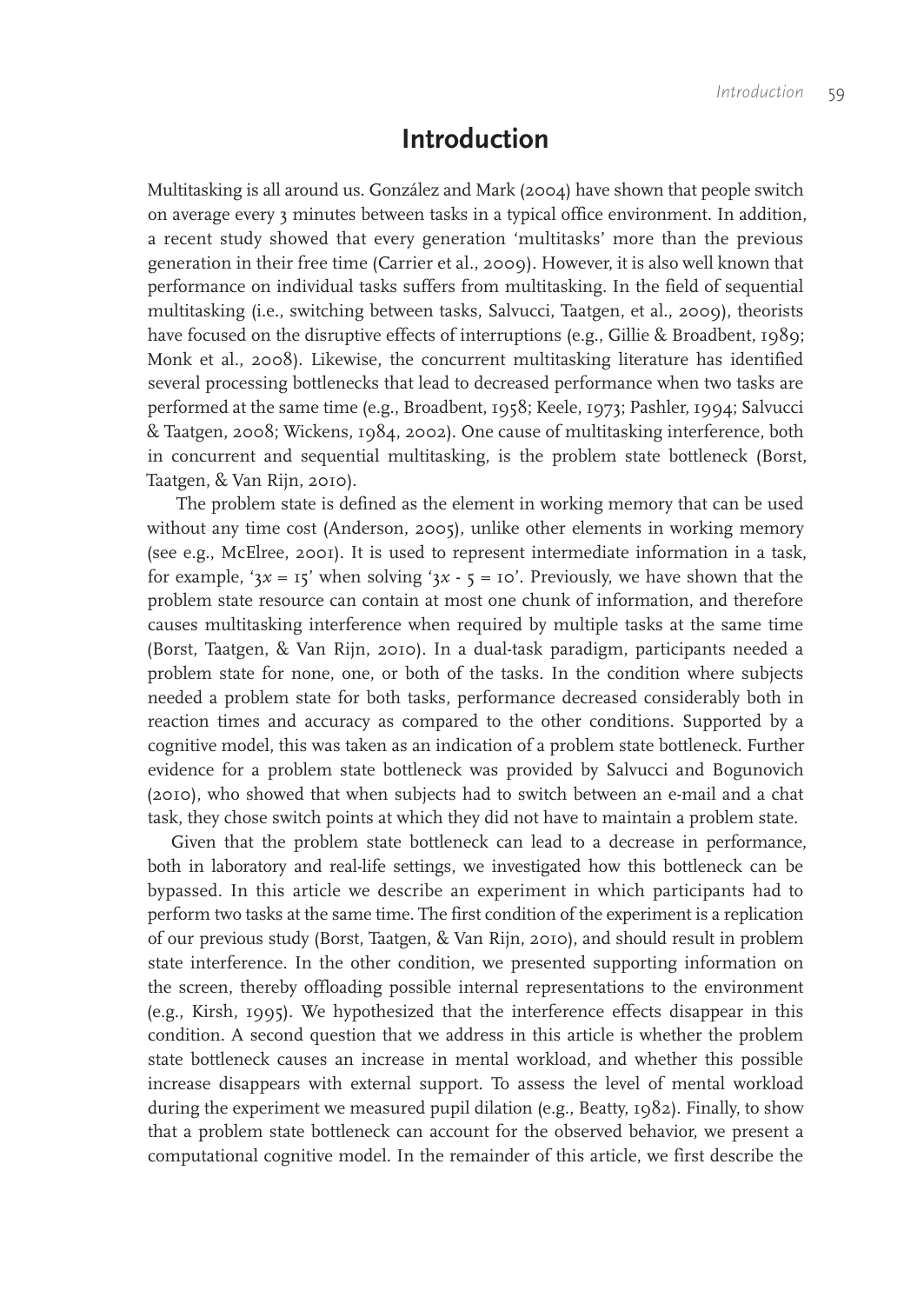# Introduction

Multitasking is all around us. González and Mark (2004) have shown that people switch on average every 3 minutes between tasks in a typical office environment. In addition, a recent study showed that every generation 'multitasks' more than the previous generation in their free time (Carrier et al., 2009). However, it is also well known that performance on individual tasks suffers from multitasking. In the field of sequential multitasking (i.e., switching between tasks, Salvucci, Taatgen, et al., 2009), theorists have focused on the disruptive effects of interruptions (e.g., Gillie & Broadbent, 1989; Monk et al., 2008). Likewise, the concurrent multitasking literature has identified several processing bottlenecks that lead to decreased performance when two tasks are performed at the same time (e.g., Broadbent, 1958; Keele, 1973; Pashler, 1994; Salvucci & Taatgen, 2008; Wickens, 1984, 2002). One cause of multitasking interference, both in concurrent and sequential multitasking, is the problem state bottleneck (Borst, Taatgen, & Van Rijn, 2010).

The problem state is defined as the element in working memory that can be used without any time cost (Anderson, 2005), unlike other elements in working memory (see e.g., McElree, 2001). It is used to represent intermediate information in a task, for example, '$3x = 15$' when solving '$3x - 5 = 10$'. Previously, we have shown that the problem state resource can contain at most one chunk of information, and therefore causes multitasking interference when required by multiple tasks at the same time (Borst, Taatgen, & Van Rijn, 2010). In a dual-task paradigm, participants needed a problem state for none, one, or both of the tasks. In the condition where subjects needed a problem state for both tasks, performance decreased considerably both in reaction times and accuracy as compared to the other conditions. Supported by a cognitive model, this was taken as an indication of a problem state bottleneck. Further evidence for a problem state bottleneck was provided by Salvucci and Bogunovich (2010), who showed that when subjects had to switch between an e-mail and a chat task, they chose switch points at which they did not have to maintain a problem state.

Given that the problem state bottleneck can lead to a decrease in performance, both in laboratory and real-life settings, we investigated how this bottleneck can be bypassed. In this article we describe an experiment in which participants had to perform two tasks at the same time. The first condition of the experiment is a replication of our previous study (Borst, Taatgen, & Van Rijn, 2010), and should result in problem state interference. In the other condition, we presented supporting information on the screen, thereby offloading possible internal representations to the environment (e.g., Kirsh, 1995). We hypothesized that the interference effects disappear in this condition. A second question that we address in this article is whether the problem state bottleneck causes an increase in mental workload, and whether this possible increase disappears with external support. To assess the level of mental workload during the experiment we measured pupil dilation (e.g., Beatty, 1982). Finally, to show that a problem state bottleneck can account for the observed behavior, we present a computational cognitive model. In the remainder of this article, we first describe the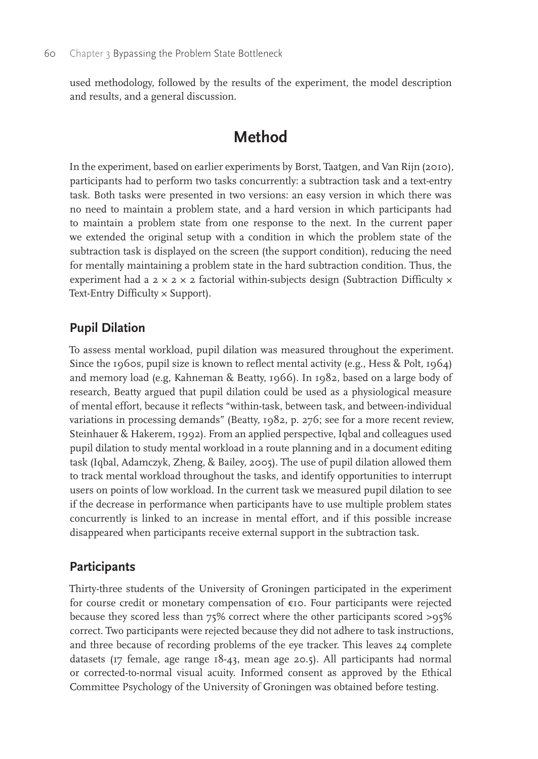used methodology, followed by the results of the experiment, the model description and results, and a general discussion.

## Method

In the experiment, based on earlier experiments by Borst, Taatgen, and Van Rijn (2010), participants had to perform two tasks concurrently: a subtraction task and a text-entry task. Both tasks were presented in two versions: an easy version in which there was no need to maintain a problem state, and a hard version in which participants had to maintain a problem state from one response to the next. In the current paper we extended the original setup with a condition in which the problem state of the subtraction task is displayed on the screen (the support condition), reducing the need for mentally maintaining a problem state in the hard subtraction condition. Thus, the experiment had a 2 × 2 × 2 factorial within-subjects design (Subtraction Difficulty × Text-Entry Difficulty × Support).

### Pupil Dilation

To assess mental workload, pupil dilation was measured throughout the experiment. Since the 1960s, pupil size is known to reflect mental activity (e.g., Hess & Polt, 1964) and memory load (e.g, Kahneman & Beatty, 1966). In 1982, based on a large body of research, Beatty argued that pupil dilation could be used as a physiological measure of mental effort, because it reflects "within-task, between task, and between-individual variations in processing demands" (Beatty, 1982, p. 276; see for a more recent review, Steinhauer & Hakerem, 1992). From an applied perspective, Iqbal and colleagues used pupil dilation to study mental workload in a route planning and in a document editing task (Iqbal, Adamczyk, Zheng, & Bailey, 2005). The use of pupil dilation allowed them to track mental workload throughout the tasks, and identify opportunities to interrupt users on points of low workload. In the current task we measured pupil dilation to see if the decrease in performance when participants have to use multiple problem states concurrently is linked to an increase in mental effort, and if this possible increase disappeared when participants receive external support in the subtraction task.

### Participants

Thirty-three students of the University of Groningen participated in the experiment for course credit or monetary compensation of €10. Four participants were rejected because they scored less than 75% correct where the other participants scored >95% correct. Two participants were rejected because they did not adhere to task instructions, and three because of recording problems of the eye tracker. This leaves 24 complete datasets (17 female, age range 18-43, mean age 20.5). All participants had normal or corrected-to-normal visual acuity. Informed consent as approved by the Ethical Committee Psychology of the University of Groningen was obtained before testing.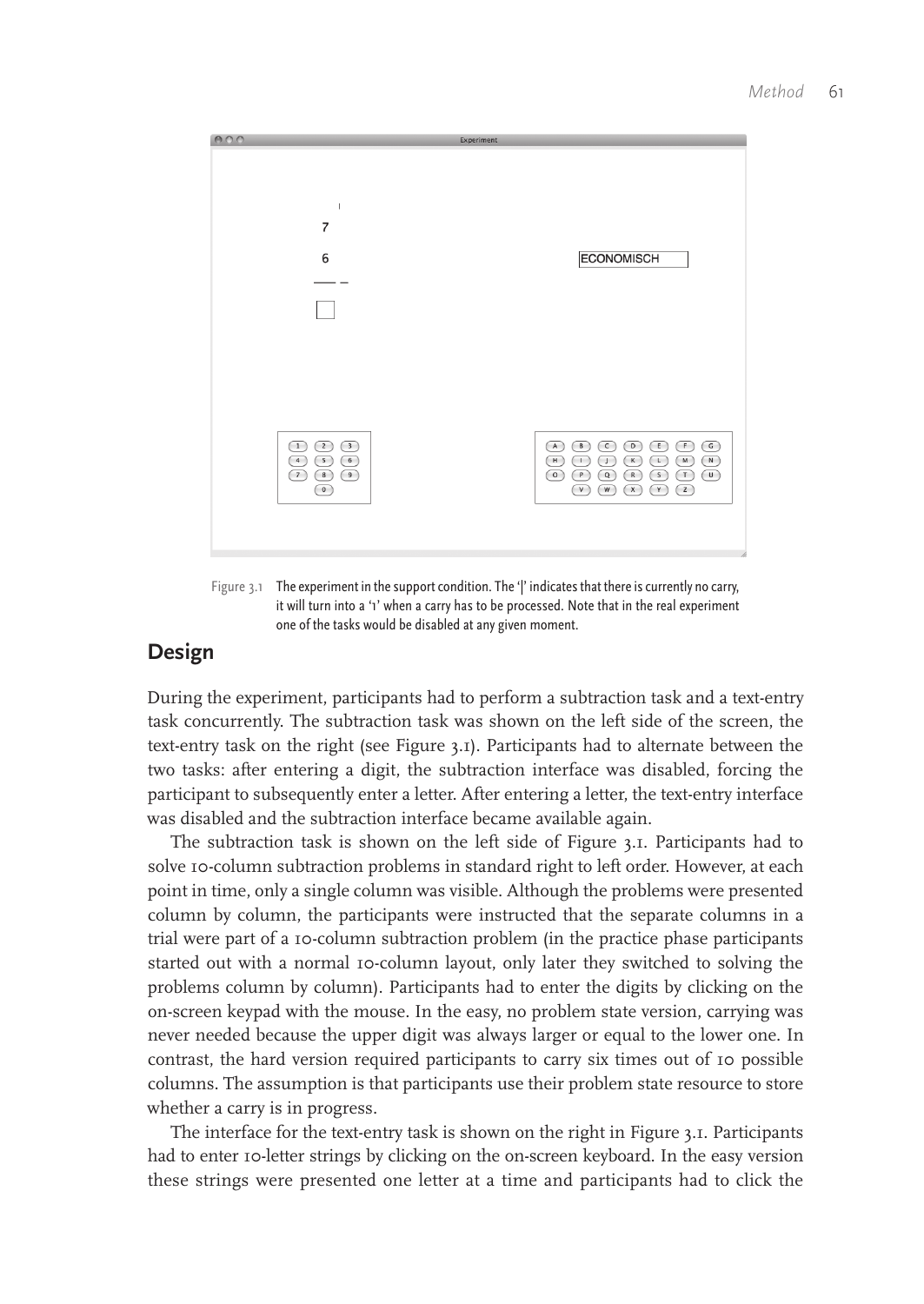Figure 3.1 The experiment in the support condition. The '|' indicates that there is currently no carry, it will turn into a '1' when a carry has to be processed. Note that in the real experiment one of the tasks would be disabled at any given moment.

## Design

During the experiment, participants had to perform a subtraction task and a text-entry task concurrently. The subtraction task was shown on the left side of the screen, the text-entry task on the right (see Figure 3.1). Participants had to alternate between the two tasks: after entering a digit, the subtraction interface was disabled, forcing the participant to subsequently enter a letter. After entering a letter, the text-entry interface was disabled and the subtraction interface became available again.

The subtraction task is shown on the left side of Figure 3.1. Participants had to solve 10-column subtraction problems in standard right to left order. However, at each point in time, only a single column was visible. Although the problems were presented column by column, the participants were instructed that the separate columns in a trial were part of a 10-column subtraction problem (in the practice phase participants started out with a normal 10-column layout, only later they switched to solving the problems column by column). Participants had to enter the digits by clicking on the on-screen keypad with the mouse. In the easy, no problem state version, carrying was never needed because the upper digit was always larger or equal to the lower one. In contrast, the hard version required participants to carry six times out of 10 possible columns. The assumption is that participants use their problem state resource to store whether a carry is in progress.

The interface for the text-entry task is shown on the right in Figure 3.1. Participants had to enter 10-letter strings by clicking on the on-screen keyboard. In the easy version these strings were presented one letter at a time and participants had to click the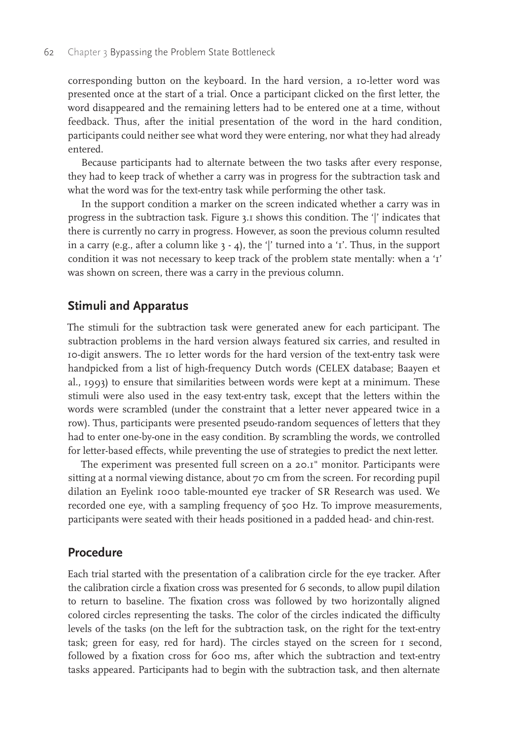corresponding button on the keyboard. In the hard version, a 10-letter word was presented once at the start of a trial. Once a participant clicked on the first letter, the word disappeared and the remaining letters had to be entered one at a time, without feedback. Thus, after the initial presentation of the word in the hard condition, participants could neither see what word they were entering, nor what they had already entered.

Because participants had to alternate between the two tasks after every response, they had to keep track of whether a carry was in progress for the subtraction task and what the word was for the text-entry task while performing the other task.

In the support condition a marker on the screen indicated whether a carry was in progress in the subtraction task. Figure 3.1 shows this condition. The '|' indicates that there is currently no carry in progress. However, as soon the previous column resulted in a carry (e.g., after a column like 3 - 4), the '|' turned into a '1'. Thus, in the support condition it was not necessary to keep track of the problem state mentally: when a '1' was shown on screen, there was a carry in the previous column.

## Stimuli and Apparatus

The stimuli for the subtraction task were generated anew for each participant. The subtraction problems in the hard version always featured six carries, and resulted in 10-digit answers. The 10 letter words for the hard version of the text-entry task were handpicked from a list of high-frequency Dutch words (CELEX database; Baayen et al., 1993) to ensure that similarities between words were kept at a minimum. These stimuli were also used in the easy text-entry task, except that the letters within the words were scrambled (under the constraint that a letter never appeared twice in a row). Thus, participants were presented pseudo-random sequences of letters that they had to enter one-by-one in the easy condition. By scrambling the words, we controlled for letter-based effects, while preventing the use of strategies to predict the next letter.

The experiment was presented full screen on a 20.1" monitor. Participants were sitting at a normal viewing distance, about 70 cm from the screen. For recording pupil dilation an Eyelink 1000 table-mounted eye tracker of SR Research was used. We recorded one eye, with a sampling frequency of 500 Hz. To improve measurements, participants were seated with their heads positioned in a padded head- and chin-rest.

## Procedure

Each trial started with the presentation of a calibration circle for the eye tracker. After the calibration circle a fixation cross was presented for 6 seconds, to allow pupil dilation to return to baseline. The fixation cross was followed by two horizontally aligned colored circles representing the tasks. The color of the circles indicated the difficulty levels of the tasks (on the left for the subtraction task, on the right for the text-entry task; green for easy, red for hard). The circles stayed on the screen for 1 second, followed by a fixation cross for 600 ms, after which the subtraction and text-entry tasks appeared. Participants had to begin with the subtraction task, and then alternate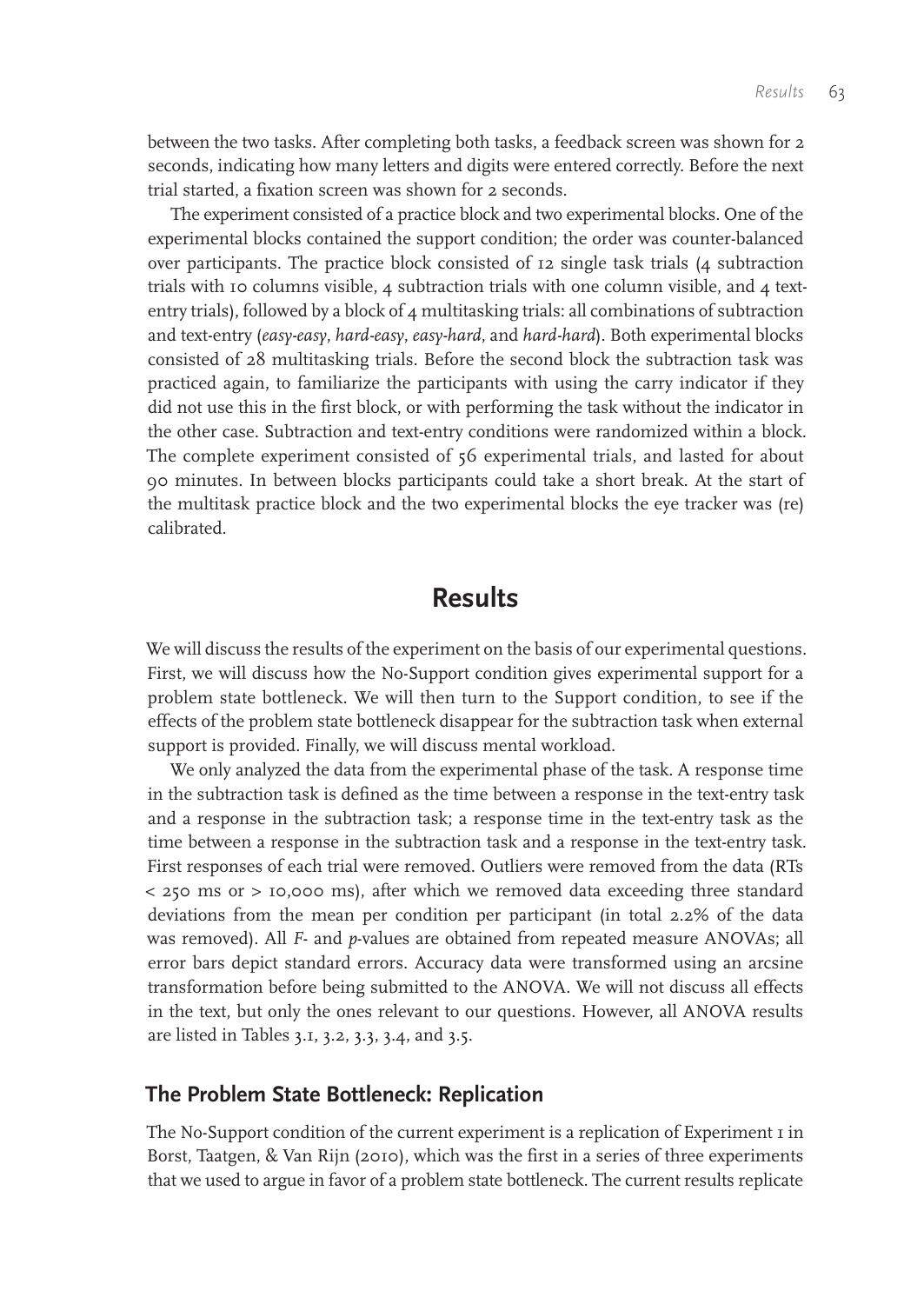between the two tasks. After completing both tasks, a feedback screen was shown for 2 seconds, indicating how many letters and digits were entered correctly. Before the next trial started, a fixation screen was shown for 2 seconds.

The experiment consisted of a practice block and two experimental blocks. One of the experimental blocks contained the support condition; the order was counter-balanced over participants. The practice block consisted of 12 single task trials (4 subtraction trials with 10 columns visible, 4 subtraction trials with one column visible, and 4 text-entry trials), followed by a block of 4 multitasking trials: all combinations of subtraction and text-entry (*easy-easy*, *hard-easy*, *easy-hard*, and *hard-hard*). Both experimental blocks consisted of 28 multitasking trials. Before the second block the subtraction task was practiced again, to familiarize the participants with using the carry indicator if they did not use this in the first block, or with performing the task without the indicator in the other case. Subtraction and text-entry conditions were randomized within a block. The complete experiment consisted of 56 experimental trials, and lasted for about 90 minutes. In between blocks participants could take a short break. At the start of the multitask practice block and the two experimental blocks the eye tracker was (re) calibrated.

# Results

We will discuss the results of the experiment on the basis of our experimental questions. First, we will discuss how the No-Support condition gives experimental support for a problem state bottleneck. We will then turn to the Support condition, to see if the effects of the problem state bottleneck disappear for the subtraction task when external support is provided. Finally, we will discuss mental workload.

We only analyzed the data from the experimental phase of the task. A response time in the subtraction task is defined as the time between a response in the text-entry task and a response in the subtraction task; a response time in the text-entry task as the time between a response in the subtraction task and a response in the text-entry task. First responses of each trial were removed. Outliers were removed from the data (RTs < 250 ms or > 10,000 ms), after which we removed data exceeding three standard deviations from the mean per condition per participant (in total 2.2% of the data was removed). All *F*- and *p*-values are obtained from repeated measure ANOVAs; all error bars depict standard errors. Accuracy data were transformed using an arcsine transformation before being submitted to the ANOVA. We will not discuss all effects in the text, but only the ones relevant to our questions. However, all ANOVA results are listed in Tables 3.1, 3.2, 3.3, 3.4, and 3.5.

## The Problem State Bottleneck: Replication

The No-Support condition of the current experiment is a replication of Experiment 1 in Borst, Taatgen, & Van Rijn (2010), which was the first in a series of three experiments that we used to argue in favor of a problem state bottleneck. The current results replicate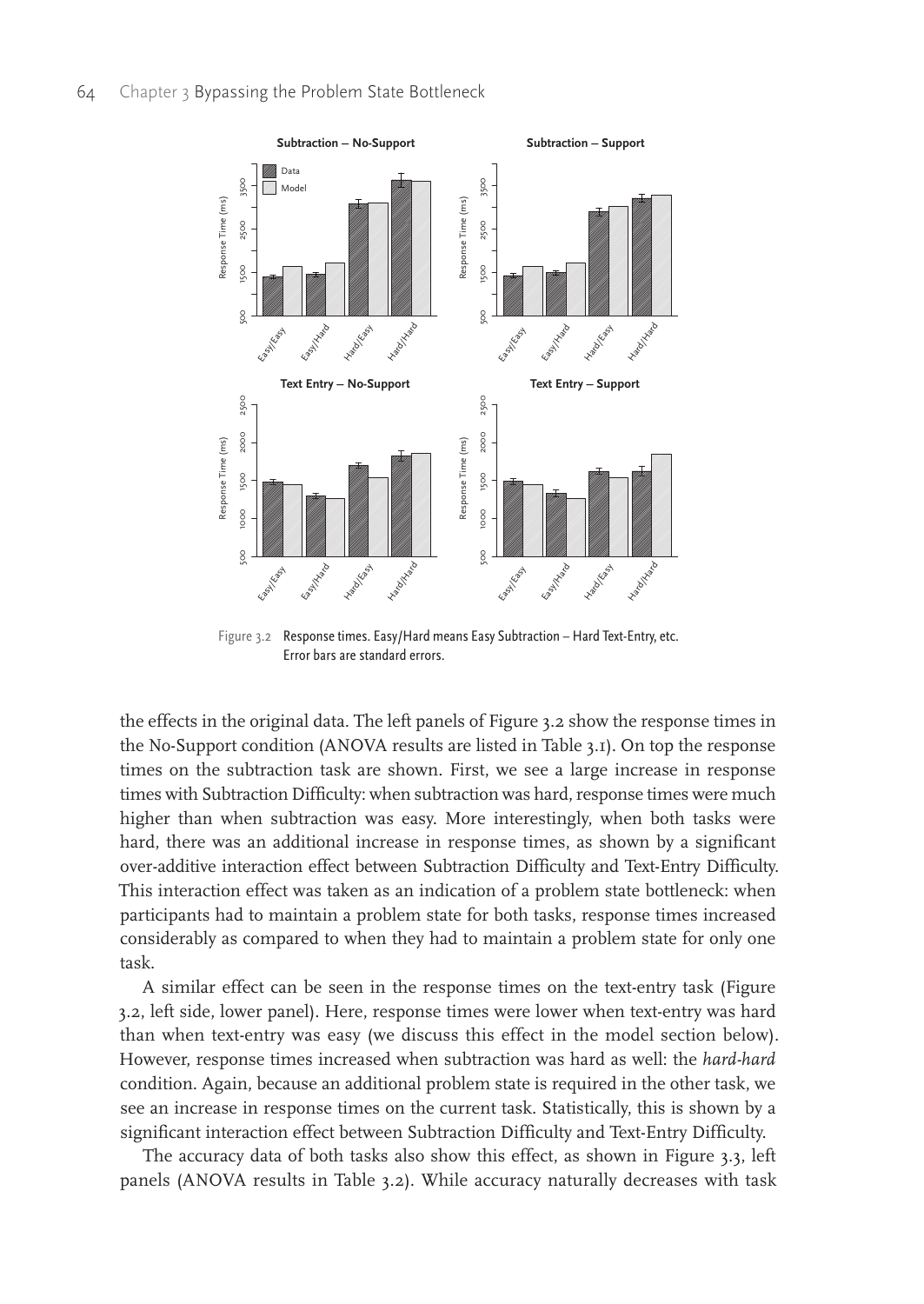Subtraction – No-Support

Data
Model

Response Time (ms)

500
1500
2500
3500

Easy/Easy
Easy/Hard
Hard/Easy
Hard/Hard

Subtraction – Support

Response Time (ms)

500
1500
2500
3500

Easy/Easy
Easy/Hard
Hard/Easy
Hard/Hard

Text Entry – No-Support

Response Time (ms)

500
1000
1500
2000
2500

Easy/Easy
Easy/Hard
Hard/Easy
Hard/Hard

Text Entry – Support

Response Time (ms)

500
1000
1500
2000
2500

Easy/Easy
Easy/Hard
Hard/Easy
Hard/Hard

Figure 3.2 Response times. Easy/Hard means Easy Subtraction – Hard Text-Entry, etc. Error bars are standard errors.

the effects in the original data. The left panels of Figure 3.2 show the response times in the No-Support condition (ANOVA results are listed in Table 3.1). On top the response times on the subtraction task are shown. First, we see a large increase in response times with Subtraction Difficulty: when subtraction was hard, response times were much higher than when subtraction was easy. More interestingly, when both tasks were hard, there was an additional increase in response times, as shown by a significant over-additive interaction effect between Subtraction Difficulty and Text-Entry Difficulty. This interaction effect was taken as an indication of a problem state bottleneck: when participants had to maintain a problem state for both tasks, response times increased considerably as compared to when they had to maintain a problem state for only one task.

A similar effect can be seen in the response times on the text-entry task (Figure 3.2, left side, lower panel). Here, response times were lower when text-entry was hard than when text-entry was easy (we discuss this effect in the model section below). However, response times increased when subtraction was hard as well: the *hard-hard* condition. Again, because an additional problem state is required in the other task, we see an increase in response times on the current task. Statistically, this is shown by a significant interaction effect between Subtraction Difficulty and Text-Entry Difficulty.

The accuracy data of both tasks also show this effect, as shown in Figure 3.3, left panels (ANOVA results in Table 3.2). While accuracy naturally decreases with task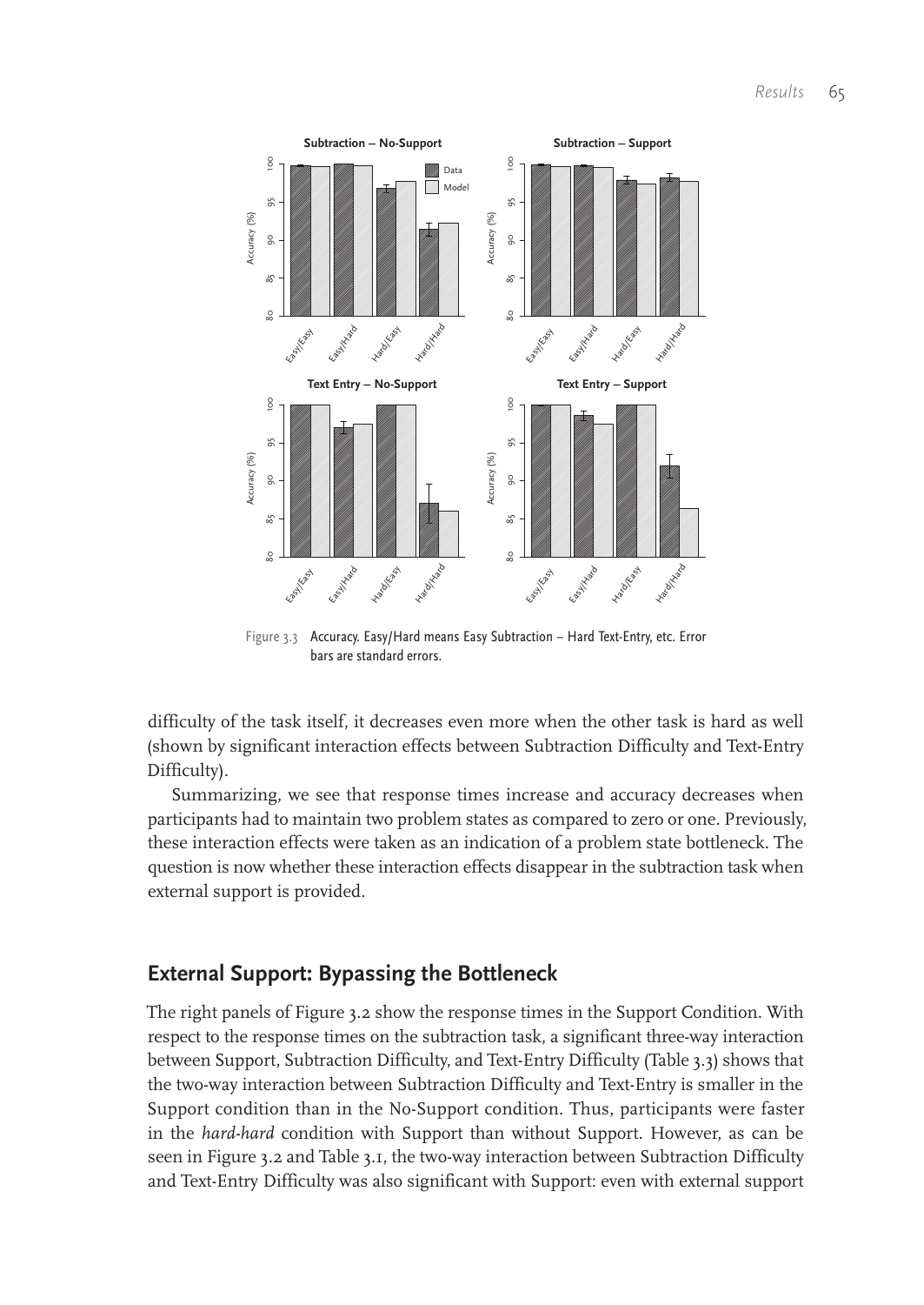Subtraction – No-Support

Subtraction – Support

Text Entry – No-Support

Text Entry – Support

Accuracy (%)

80
85
90
95
100

Data
Model

Easy/Easy
Easy/Hard
Hard/Easy
Hard/Hard

Figure 3.3 Accuracy. Easy/Hard means Easy Subtraction – Hard Text-Entry, etc. Error bars are standard errors.

difficulty of the task itself, it decreases even more when the other task is hard as well (shown by significant interaction effects between Subtraction Difficulty and Text-Entry Difficulty).

Summarizing, we see that response times increase and accuracy decreases when participants had to maintain two problem states as compared to zero or one. Previously, these interaction effects were taken as an indication of a problem state bottleneck. The question is now whether these interaction effects disappear in the subtraction task when external support is provided.

## External Support: Bypassing the Bottleneck

The right panels of Figure 3.2 show the response times in the Support Condition. With respect to the response times on the subtraction task, a significant three-way interaction between Support, Subtraction Difficulty, and Text-Entry Difficulty (Table 3.3) shows that the two-way interaction between Subtraction Difficulty and Text-Entry is smaller in the Support condition than in the No-Support condition. Thus, participants were faster in the *hard-hard* condition with Support than without Support. However, as can be seen in Figure 3.2 and Table 3.1, the two-way interaction between Subtraction Difficulty and Text-Entry Difficulty was also significant with Support: even with external support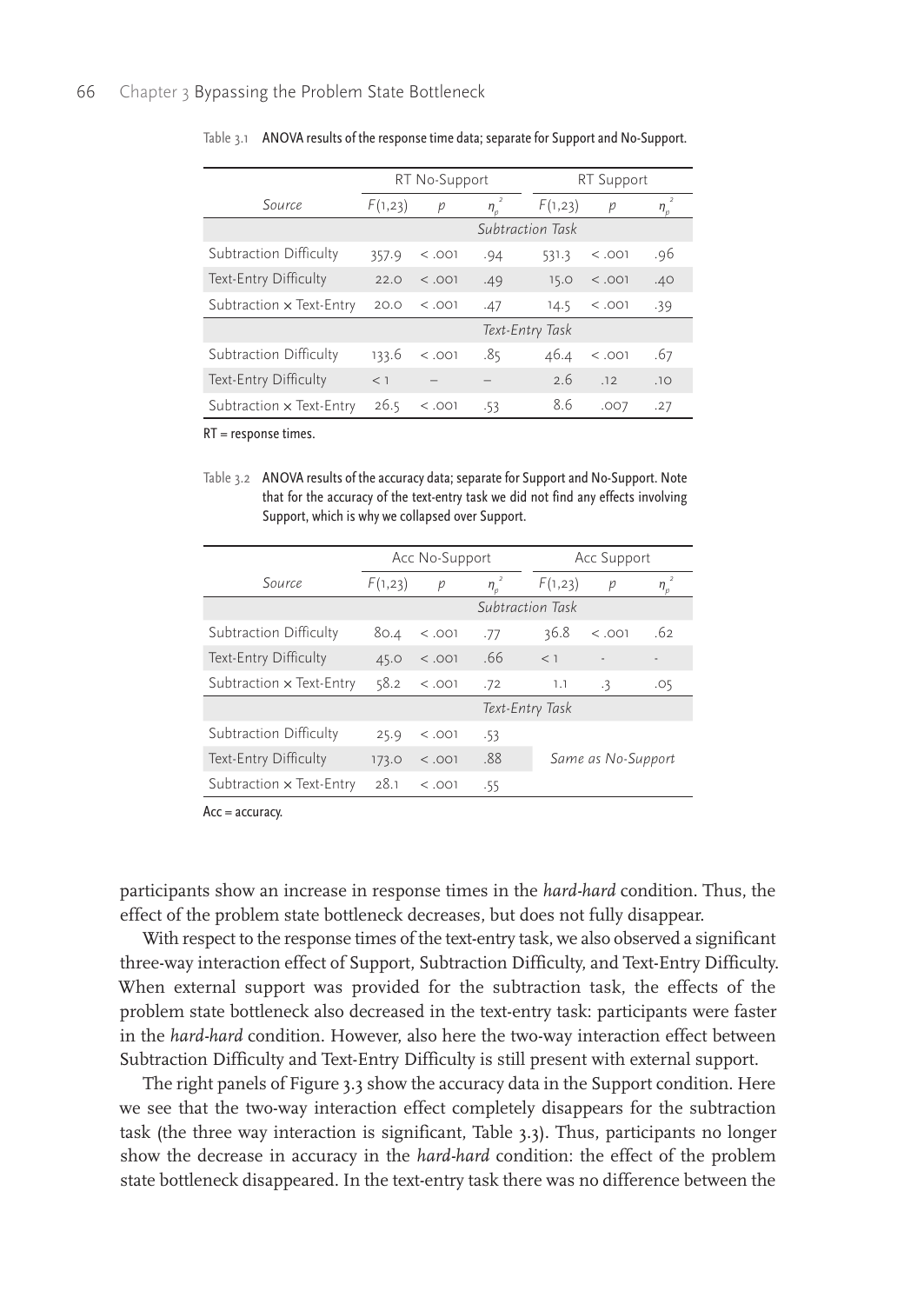Table 3.1 ANOVA results of the response time data; separate for Support and No-Support.

| | RT No-Support | | | RT Support | | |
|---|---|---|---|---|---|---|
| *Source* | $F(1,23)$ | $p$ | $\eta_p^2$ | $F(1,23)$ | $p$ | $\eta_p^2$ |
| | | | *Subtraction Task* | | | |
| Subtraction Difficulty | 357.9 | < .001 | .94 | 531.3 | < .001 | .96 |
| Text-Entry Difficulty | 22.0 | < .001 | .49 | 15.0 | < .001 | .40 |
| Subtraction × Text-Entry | 20.0 | < .001 | .47 | 14.5 | < .001 | .39 |
| | | | *Text-Entry Task* | | | |
| Subtraction Difficulty | 133.6 | < .001 | .85 | 46.4 | < .001 | .67 |
| Text-Entry Difficulty | < 1 | – | – | 2.6 | .12 | .10 |
| Subtraction × Text-Entry | 26.5 | < .001 | .53 | 8.6 | .007 | .27 |

RT = response times.

Table 3.2 ANOVA results of the accuracy data; separate for Support and No-Support. Note that for the accuracy of the text-entry task we did not find any effects involving Support, which is why we collapsed over Support.

| | Acc No-Support | | | Acc Support | | |
|---|---|---|---|---|---|---|
| *Source* | $F(1,23)$ | $p$ | $\eta_p^2$ | $F(1,23)$ | $p$ | $\eta_p^2$ |
| | | | *Subtraction Task* | | | |
| Subtraction Difficulty | 80.4 | < .001 | .77 | 36.8 | < .001 | .62 |
| Text-Entry Difficulty | 45.0 | < .001 | .66 | < 1 | - | - |
| Subtraction × Text-Entry | 58.2 | < .001 | .72 | 1.1 | .3 | .05 |
| | | | *Text-Entry Task* | | | |
| Subtraction Difficulty | 25.9 | < .001 | .53 | *Same as No-Support* | | |
| Text-Entry Difficulty | 173.0 | < .001 | .88 | | | |
| Subtraction × Text-Entry | 28.1 | < .001 | .55 | | | |

Acc = accuracy.

participants show an increase in response times in the *hard-hard* condition. Thus, the effect of the problem state bottleneck decreases, but does not fully disappear.

With respect to the response times of the text-entry task, we also observed a significant three-way interaction effect of Support, Subtraction Difficulty, and Text-Entry Difficulty. When external support was provided for the subtraction task, the effects of the problem state bottleneck also decreased in the text-entry task: participants were faster in the *hard-hard* condition. However, also here the two-way interaction effect between Subtraction Difficulty and Text-Entry Difficulty is still present with external support.

The right panels of Figure 3.3 show the accuracy data in the Support condition. Here we see that the two-way interaction effect completely disappears for the subtraction task (the three way interaction is significant, Table 3.3). Thus, participants no longer show the decrease in accuracy in the *hard-hard* condition: the effect of the problem state bottleneck disappeared. In the text-entry task there was no difference between the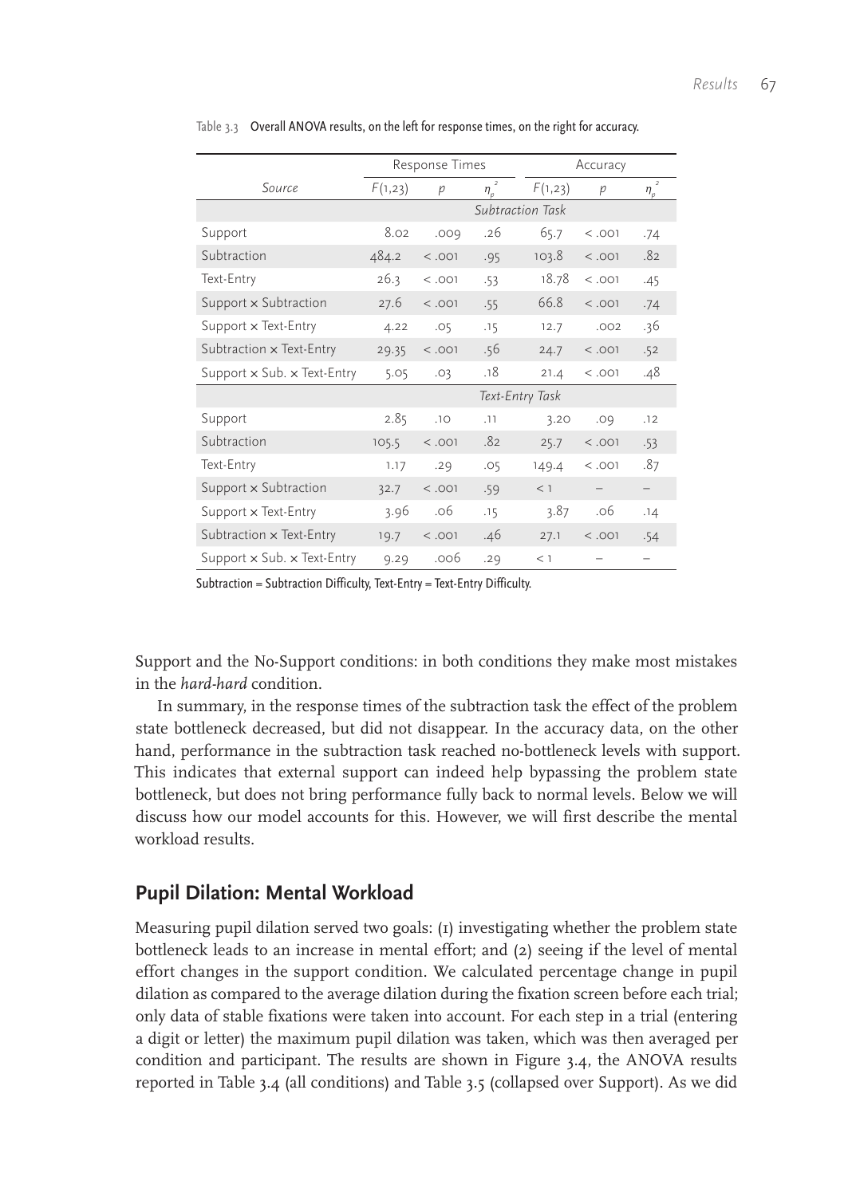Table 3.3 Overall ANOVA results, on the left for response times, on the right for accuracy.

| | Response Times | | | Accuracy | | |
|---|---|---|---|---|---|---|
| *Source* | $F(1,23)$ | $p$ | $\eta_p^2$ | $F(1,23)$ | $p$ | $\eta_p^2$ |
| | | | *Subtraction Task* | | | |
| Support | 8.02 | .009 | .26 | 65.7 | < .001 | .74 |
| Subtraction | 484.2 | < .001 | .95 | 103.8 | < .001 | .82 |
| Text-Entry | 26.3 | < .001 | .53 | 18.78 | < .001 | .45 |
| Support × Subtraction | 27.6 | < .001 | .55 | 66.8 | < .001 | .74 |
| Support × Text-Entry | 4.22 | .05 | .15 | 12.7 | .002 | .36 |
| Subtraction × Text-Entry | 29.35 | < .001 | .56 | 24.7 | < .001 | .52 |
| Support × Sub. × Text-Entry | 5.05 | .03 | .18 | 21.4 | < .001 | .48 |
| | | | *Text-Entry Task* | | | |
| Support | 2.85 | .10 | .11 | 3.20 | .09 | .12 |
| Subtraction | 105.5 | < .001 | .82 | 25.7 | < .001 | .53 |
| Text-Entry | 1.17 | .29 | .05 | 149.4 | < .001 | .87 |
| Support × Subtraction | 32.7 | < .001 | .59 | < 1 | – | – |
| Support × Text-Entry | 3.96 | .06 | .15 | 3.87 | .06 | .14 |
| Subtraction × Text-Entry | 19.7 | < .001 | .46 | 27.1 | < .001 | .54 |
| Support × Sub. × Text-Entry | 9.29 | .006 | .29 | < 1 | – | – |

Subtraction = Subtraction Difficulty, Text-Entry = Text-Entry Difficulty.

Support and the No-Support conditions: in both conditions they make most mistakes in the *hard-hard* condition.

In summary, in the response times of the subtraction task the effect of the problem state bottleneck decreased, but did not disappear. In the accuracy data, on the other hand, performance in the subtraction task reached no-bottleneck levels with support. This indicates that external support can indeed help bypassing the problem state bottleneck, but does not bring performance fully back to normal levels. Below we will discuss how our model accounts for this. However, we will first describe the mental workload results.

## Pupil Dilation: Mental Workload

Measuring pupil dilation served two goals: (1) investigating whether the problem state bottleneck leads to an increase in mental effort; and (2) seeing if the level of mental effort changes in the support condition. We calculated percentage change in pupil dilation as compared to the average dilation during the fixation screen before each trial; only data of stable fixations were taken into account. For each step in a trial (entering a digit or letter) the maximum pupil dilation was taken, which was then averaged per condition and participant. The results are shown in Figure 3.4, the ANOVA results reported in Table 3.4 (all conditions) and Table 3.5 (collapsed over Support). As we did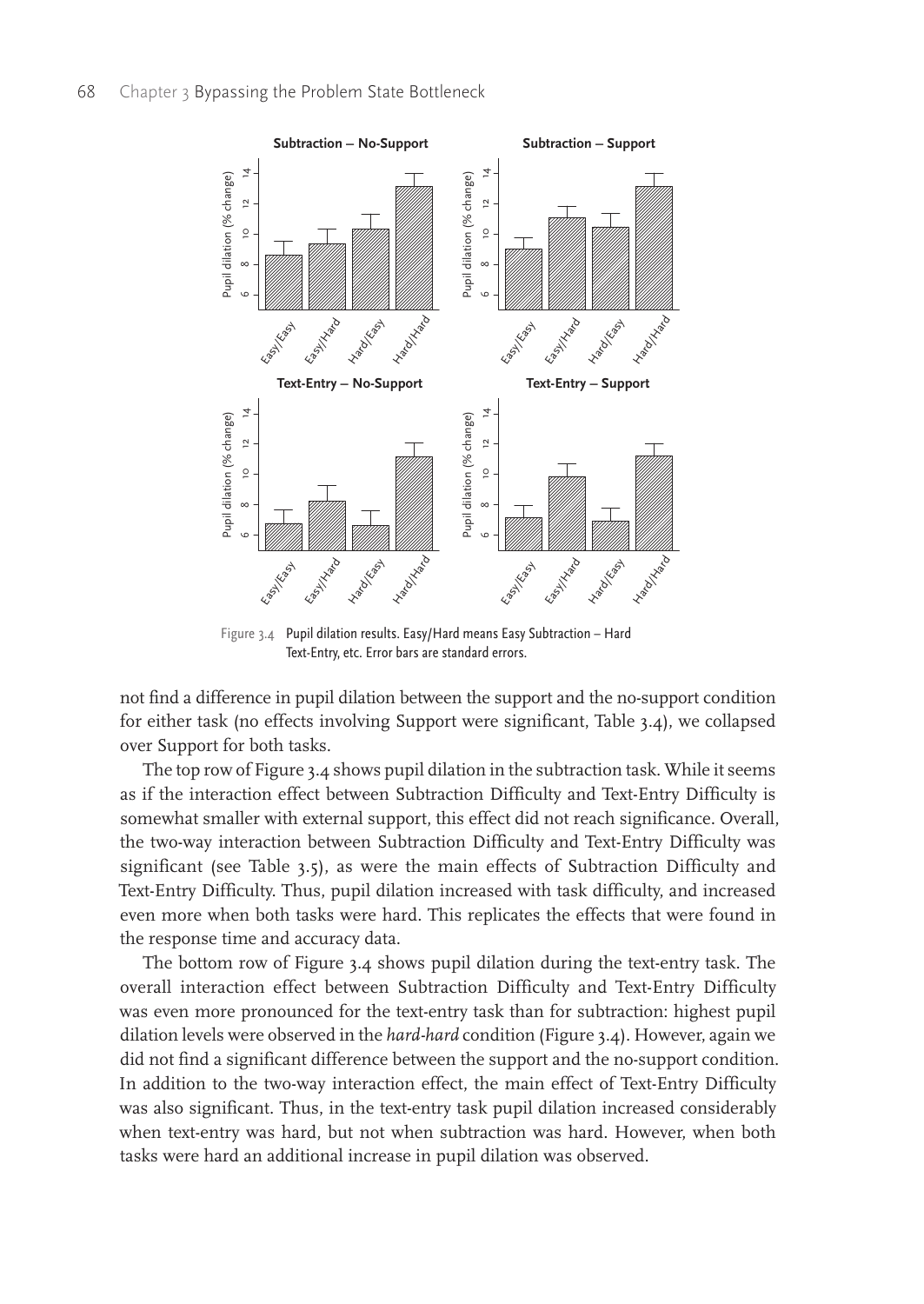**Subtraction – No-Support**

**Subtraction – Support**

**Text-Entry – No-Support**

**Text-Entry – Support**

Pupil dilation (% change)

6 8 10 12 14

Easy/Easy Easy/Hard Hard/Easy Hard/Hard

Figure 3.4 Pupil dilation results. Easy/Hard means Easy Subtraction – Hard Text-Entry, etc. Error bars are standard errors.

not find a difference in pupil dilation between the support and the no-support condition for either task (no effects involving Support were significant, Table 3.4), we collapsed over Support for both tasks.

The top row of Figure 3.4 shows pupil dilation in the subtraction task. While it seems as if the interaction effect between Subtraction Difficulty and Text-Entry Difficulty is somewhat smaller with external support, this effect did not reach significance. Overall, the two-way interaction between Subtraction Difficulty and Text-Entry Difficulty was significant (see Table 3.5), as were the main effects of Subtraction Difficulty and Text-Entry Difficulty. Thus, pupil dilation increased with task difficulty, and increased even more when both tasks were hard. This replicates the effects that were found in the response time and accuracy data.

The bottom row of Figure 3.4 shows pupil dilation during the text-entry task. The overall interaction effect between Subtraction Difficulty and Text-Entry Difficulty was even more pronounced for the text-entry task than for subtraction: highest pupil dilation levels were observed in the *hard-hard* condition (Figure 3.4). However, again we did not find a significant difference between the support and the no-support condition. In addition to the two-way interaction effect, the main effect of Text-Entry Difficulty was also significant. Thus, in the text-entry task pupil dilation increased considerably when text-entry was hard, but not when subtraction was hard. However, when both tasks were hard an additional increase in pupil dilation was observed.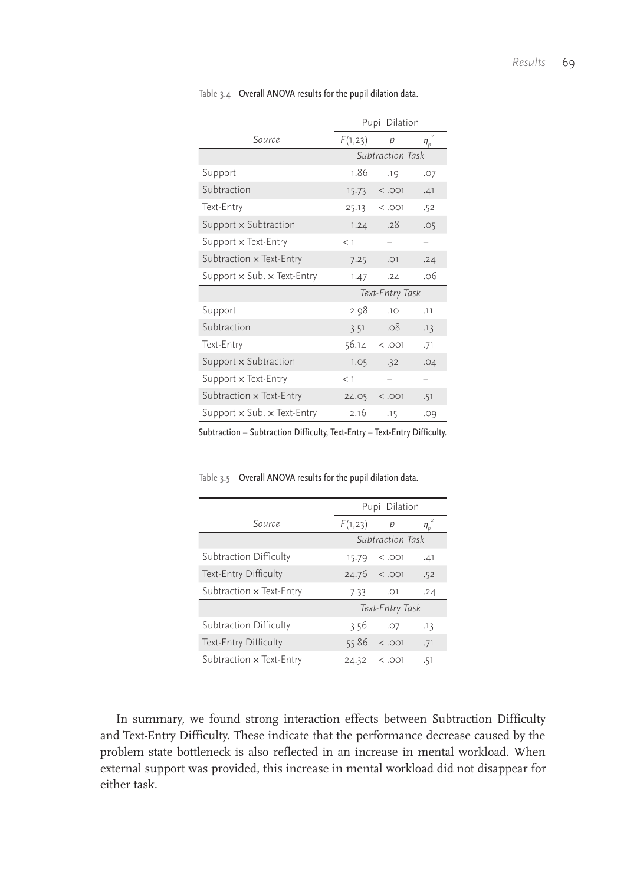Table 3.4 Overall ANOVA results for the pupil dilation data.

| | Pupil Dilation | | |
|---|---|---|---|
| *Source* | $F(1,23)$ | $p$ | $\eta_p^2$ |
| | *Subtraction Task* | | |
| Support | 1.86 | .19 | .07 |
| Subtraction | 15.73 | < .001 | .41 |
| Text-Entry | 25.13 | < .001 | .52 |
| Support × Subtraction | 1.24 | .28 | .05 |
| Support × Text-Entry | < 1 | – | – |
| Subtraction × Text-Entry | 7.25 | .01 | .24 |
| Support × Sub. × Text-Entry | 1.47 | .24 | .06 |
| | *Text-Entry Task* | | |
| Support | 2.98 | .10 | .11 |
| Subtraction | 3.51 | .08 | .13 |
| Text-Entry | 56.14 | < .001 | .71 |
| Support × Subtraction | 1.05 | .32 | .04 |
| Support × Text-Entry | < 1 | – | – |
| Subtraction × Text-Entry | 24.05 | < .001 | .51 |
| Support × Sub. × Text-Entry | 2.16 | .15 | .09 |

Subtraction = Subtraction Difficulty, Text-Entry = Text-Entry Difficulty.

Table 3.5 Overall ANOVA results for the pupil dilation data.

| | Pupil Dilation | | |
|---|---|---|---|
| *Source* | $F(1,23)$ | $p$ | $\eta_p^2$ |
| | *Subtraction Task* | | |
| Subtraction Difficulty | 15.79 | < .001 | .41 |
| Text-Entry Difficulty | 24.76 | < .001 | .52 |
| Subtraction × Text-Entry | 7.33 | .01 | .24 |
| | *Text-Entry Task* | | |
| Subtraction Difficulty | 3.56 | .07 | .13 |
| Text-Entry Difficulty | 55.86 | < .001 | .71 |
| Subtraction × Text-Entry | 24.32 | < .001 | .51 |

In summary, we found strong interaction effects between Subtraction Difficulty and Text-Entry Difficulty. These indicate that the performance decrease caused by the problem state bottleneck is also reflected in an increase in mental workload. When external support was provided, this increase in mental workload did not disappear for either task.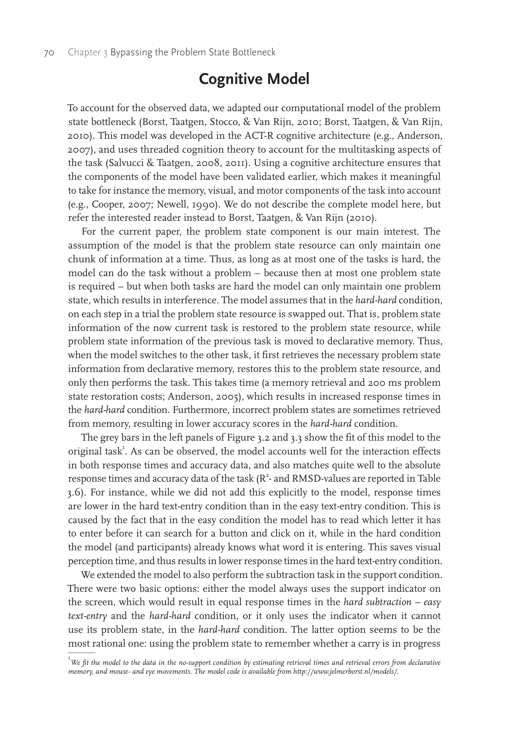## Cognitive Model

To account for the observed data, we adapted our computational model of the problem state bottleneck (Borst, Taatgen, Stocco, & Van Rijn, 2010; Borst, Taatgen, & Van Rijn, 2010). This model was developed in the ACT-R cognitive architecture (e.g., Anderson, 2007), and uses threaded cognition theory to account for the multitasking aspects of the task (Salvucci & Taatgen, 2008, 2011). Using a cognitive architecture ensures that the components of the model have been validated earlier, which makes it meaningful to take for instance the memory, visual, and motor components of the task into account (e.g., Cooper, 2007; Newell, 1990). We do not describe the complete model here, but refer the interested reader instead to Borst, Taatgen, & Van Rijn (2010).

For the current paper, the problem state component is our main interest. The assumption of the model is that the problem state resource can only maintain one chunk of information at a time. Thus, as long as at most one of the tasks is hard, the model can do the task without a problem – because then at most one problem state is required – but when both tasks are hard the model can only maintain one problem state, which results in interference. The model assumes that in the *hard-hard* condition, on each step in a trial the problem state resource is swapped out. That is, problem state information of the now current task is restored to the problem state resource, while problem state information of the previous task is moved to declarative memory. Thus, when the model switches to the other task, it first retrieves the necessary problem state information from declarative memory, restores this to the problem state resource, and only then performs the task. This takes time (a memory retrieval and 200 ms problem state restoration costs; Anderson, 2005), which results in increased response times in the *hard-hard* condition. Furthermore, incorrect problem states are sometimes retrieved from memory, resulting in lower accuracy scores in the *hard-hard* condition.

The grey bars in the left panels of Figure 3.2 and 3.3 show the fit of this model to the original task[1]. As can be observed, the model accounts well for the interaction effects in both response times and accuracy data, and also matches quite well to the absolute response times and accuracy data of the task ($R^2$- and RMSD-values are reported in Table 3.6). For instance, while we did not add this explicitly to the model, response times are lower in the hard text-entry condition than in the easy text-entry condition. This is caused by the fact that in the easy condition the model has to read which letter it has to enter before it can search for a button and click on it, while in the hard condition the model (and participants) already knows what word it is entering. This saves visual perception time, and thus results in lower response times in the hard text-entry condition.

We extended the model to also perform the subtraction task in the support condition. There were two basic options: either the model always uses the support indicator on the screen, which would result in equal response times in the *hard subtraction – easy text-entry* and the *hard-hard* condition, or it only uses the indicator when it cannot use its problem state, in the *hard-hard* condition. The latter option seems to be the most rational one: using the problem state to remember whether a carry is in progress

[1] *We fit the model to the data in the no-support condition by estimating retrieval times and retrieval errors from declarative memory, and mouse- and eye movements. The model code is available from http://www.jelmerborst.nl/models/.*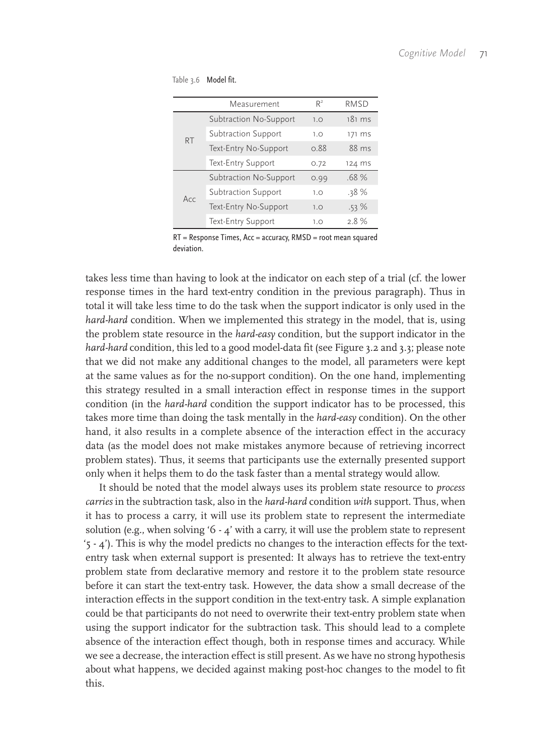Table 3.6 **Model fit.**

| | Measurement | $R^2$ | RMSD |
|---|---|---|---|
| RT | Subtraction No-Support | 1.0 | 181 ms |
| | Subtraction Support | 1.0 | 171 ms |
| | Text-Entry No-Support | 0.88 | 88 ms |
| | Text-Entry Support | 0.72 | 124 ms |
| Acc | Subtraction No-Support | 0.99 | .68 % |
| | Subtraction Support | 1.0 | .38 % |
| | Text-Entry No-Support | 1.0 | .53 % |
| | Text-Entry Support | 1.0 | 2.8 % |

RT = Response Times, Acc = accuracy, RMSD = root mean squared deviation.

takes less time than having to look at the indicator on each step of a trial (cf. the lower response times in the hard text-entry condition in the previous paragraph). Thus in total it will take less time to do the task when the support indicator is only used in the *hard-hard* condition. When we implemented this strategy in the model, that is, using the problem state resource in the *hard-easy* condition, but the support indicator in the *hard-hard* condition, this led to a good model-data fit (see Figure 3.2 and 3.3; please note that we did not make any additional changes to the model, all parameters were kept at the same values as for the no-support condition). On the one hand, implementing this strategy resulted in a small interaction effect in response times in the support condition (in the *hard-hard* condition the support indicator has to be processed, this takes more time than doing the task mentally in the *hard-easy* condition). On the other hand, it also results in a complete absence of the interaction effect in the accuracy data (as the model does not make mistakes anymore because of retrieving incorrect problem states). Thus, it seems that participants use the externally presented support only when it helps them to do the task faster than a mental strategy would allow.

It should be noted that the model always uses its problem state resource to *process carries* in the subtraction task, also in the *hard-hard* condition *with* support. Thus, when it has to process a carry, it will use its problem state to represent the intermediate solution (e.g., when solving '6 - 4' with a carry, it will use the problem state to represent '5 - 4'). This is why the model predicts no changes to the interaction effects for the text-entry task when external support is presented: It always has to retrieve the text-entry problem state from declarative memory and restore it to the problem state resource before it can start the text-entry task. However, the data show a small decrease of the interaction effects in the support condition in the text-entry task. A simple explanation could be that participants do not need to overwrite their text-entry problem state when using the support indicator for the subtraction task. This should lead to a complete absence of the interaction effect though, both in response times and accuracy. While we see a decrease, the interaction effect is still present. As we have no strong hypothesis about what happens, we decided against making post-hoc changes to the model to fit this.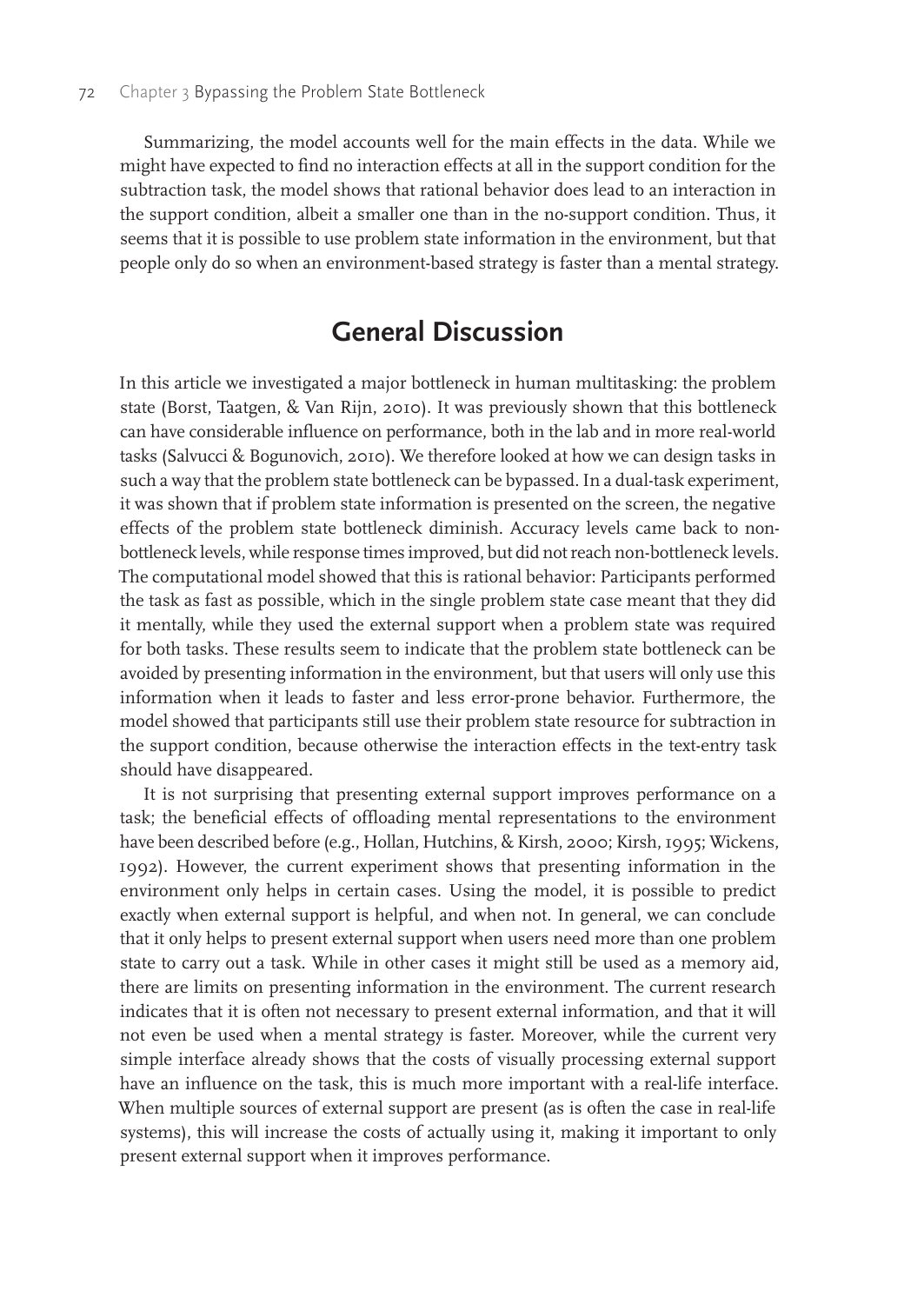Summarizing, the model accounts well for the main effects in the data. While we might have expected to find no interaction effects at all in the support condition for the subtraction task, the model shows that rational behavior does lead to an interaction in the support condition, albeit a smaller one than in the no-support condition. Thus, it seems that it is possible to use problem state information in the environment, but that people only do so when an environment-based strategy is faster than a mental strategy.

## General Discussion

In this article we investigated a major bottleneck in human multitasking: the problem state (Borst, Taatgen, & Van Rijn, 2010). It was previously shown that this bottleneck can have considerable influence on performance, both in the lab and in more real-world tasks (Salvucci & Bogunovich, 2010). We therefore looked at how we can design tasks in such a way that the problem state bottleneck can be bypassed. In a dual-task experiment, it was shown that if problem state information is presented on the screen, the negative effects of the problem state bottleneck diminish. Accuracy levels came back to non-bottleneck levels, while response times improved, but did not reach non-bottleneck levels. The computational model showed that this is rational behavior: Participants performed the task as fast as possible, which in the single problem state case meant that they did it mentally, while they used the external support when a problem state was required for both tasks. These results seem to indicate that the problem state bottleneck can be avoided by presenting information in the environment, but that users will only use this information when it leads to faster and less error-prone behavior. Furthermore, the model showed that participants still use their problem state resource for subtraction in the support condition, because otherwise the interaction effects in the text-entry task should have disappeared.

It is not surprising that presenting external support improves performance on a task; the beneficial effects of offloading mental representations to the environment have been described before (e.g., Hollan, Hutchins, & Kirsh, 2000; Kirsh, 1995; Wickens, 1992). However, the current experiment shows that presenting information in the environment only helps in certain cases. Using the model, it is possible to predict exactly when external support is helpful, and when not. In general, we can conclude that it only helps to present external support when users need more than one problem state to carry out a task. While in other cases it might still be used as a memory aid, there are limits on presenting information in the environment. The current research indicates that it is often not necessary to present external information, and that it will not even be used when a mental strategy is faster. Moreover, while the current very simple interface already shows that the costs of visually processing external support have an influence on the task, this is much more important with a real-life interface. When multiple sources of external support are present (as is often the case in real-life systems), this will increase the costs of actually using it, making it important to only present external support when it improves performance.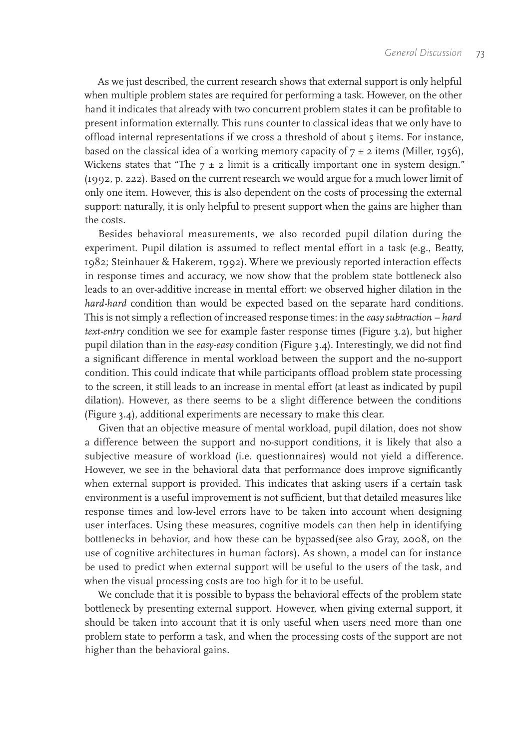As we just described, the current research shows that external support is only helpful when multiple problem states are required for performing a task. However, on the other hand it indicates that already with two concurrent problem states it can be profitable to present information externally. This runs counter to classical ideas that we only have to offload internal representations if we cross a threshold of about 5 items. For instance, based on the classical idea of a working memory capacity of $7 \pm 2$ items (Miller, 1956), Wickens states that "The $7 \pm 2$ limit is a critically important one in system design." (1992, p. 222). Based on the current research we would argue for a much lower limit of only one item. However, this is also dependent on the costs of processing the external support: naturally, it is only helpful to present support when the gains are higher than the costs.

Besides behavioral measurements, we also recorded pupil dilation during the experiment. Pupil dilation is assumed to reflect mental effort in a task (e.g., Beatty, 1982; Steinhauer & Hakerem, 1992). Where we previously reported interaction effects in response times and accuracy, we now show that the problem state bottleneck also leads to an over-additive increase in mental effort: we observed higher dilation in the *hard-hard* condition than would be expected based on the separate hard conditions. This is not simply a reflection of increased response times: in the *easy subtraction – hard text-entry* condition we see for example faster response times (Figure 3.2), but higher pupil dilation than in the *easy-easy* condition (Figure 3.4). Interestingly, we did not find a significant difference in mental workload between the support and the no-support condition. This could indicate that while participants offload problem state processing to the screen, it still leads to an increase in mental effort (at least as indicated by pupil dilation). However, as there seems to be a slight difference between the conditions (Figure 3.4), additional experiments are necessary to make this clear.

Given that an objective measure of mental workload, pupil dilation, does not show a difference between the support and no-support conditions, it is likely that also a subjective measure of workload (i.e. questionnaires) would not yield a difference. However, we see in the behavioral data that performance does improve significantly when external support is provided. This indicates that asking users if a certain task environment is a useful improvement is not sufficient, but that detailed measures like response times and low-level errors have to be taken into account when designing user interfaces. Using these measures, cognitive models can then help in identifying bottlenecks in behavior, and how these can be bypassed(see also Gray, 2008, on the use of cognitive architectures in human factors). As shown, a model can for instance be used to predict when external support will be useful to the users of the task, and when the visual processing costs are too high for it to be useful.

We conclude that it is possible to bypass the behavioral effects of the problem state bottleneck by presenting external support. However, when giving external support, it should be taken into account that it is only useful when users need more than one problem state to perform a task, and when the processing costs of the support are not higher than the behavioral gains.